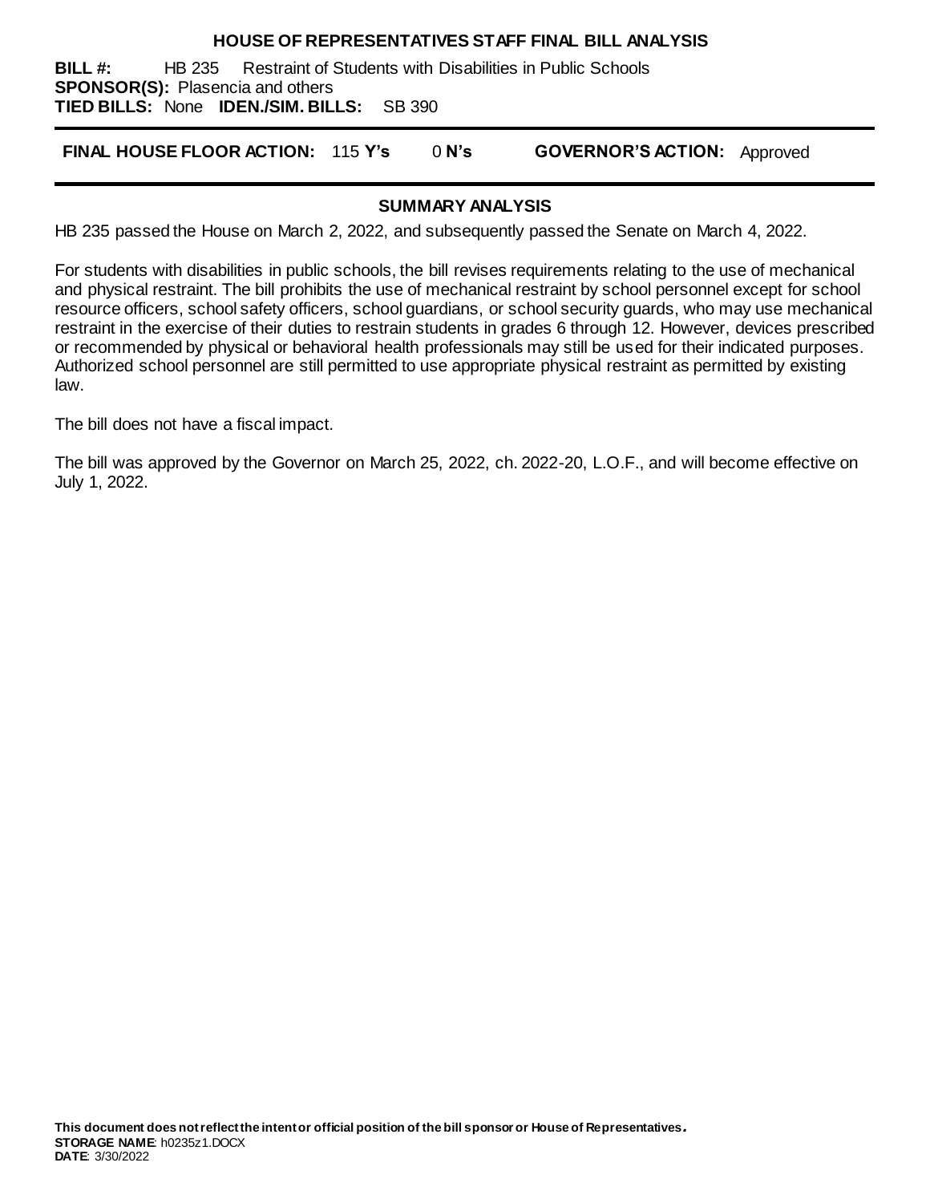# HOUSE OF REPRESENTATIVES STAFF FINAL BILL ANALYSIS

**BILL #:** HB 235 Restraint of Students with Disabilities in Public Schools
**SPONSOR(S):** Plasencia and others
**TIED BILLS:** None **IDEN./SIM. BILLS:** SB 390

**FINAL HOUSE FLOOR ACTION:** 115 **Y's** 0 **N's** **GOVERNOR'S ACTION:** Approved

## SUMMARY ANALYSIS

HB 235 passed the House on March 2, 2022, and subsequently passed the Senate on March 4, 2022.

For students with disabilities in public schools, the bill revises requirements relating to the use of mechanical and physical restraint. The bill prohibits the use of mechanical restraint by school personnel except for school resource officers, school safety officers, school guardians, or school security guards, who may use mechanical restraint in the exercise of their duties to restrain students in grades 6 through 12. However, devices prescribed or recommended by physical or behavioral health professionals may still be used for their indicated purposes. Authorized school personnel are still permitted to use appropriate physical restraint as permitted by existing law.

The bill does not have a fiscal impact.

The bill was approved by the Governor on March 25, 2022, ch. 2022-20, L.O.F., and will become effective on July 1, 2022.

**This document does not reflect the intent or official position of the bill sponsor or House of Representatives.**
**STORAGE NAME**: h0235z1.DOCX
**DATE**: 3/30/2022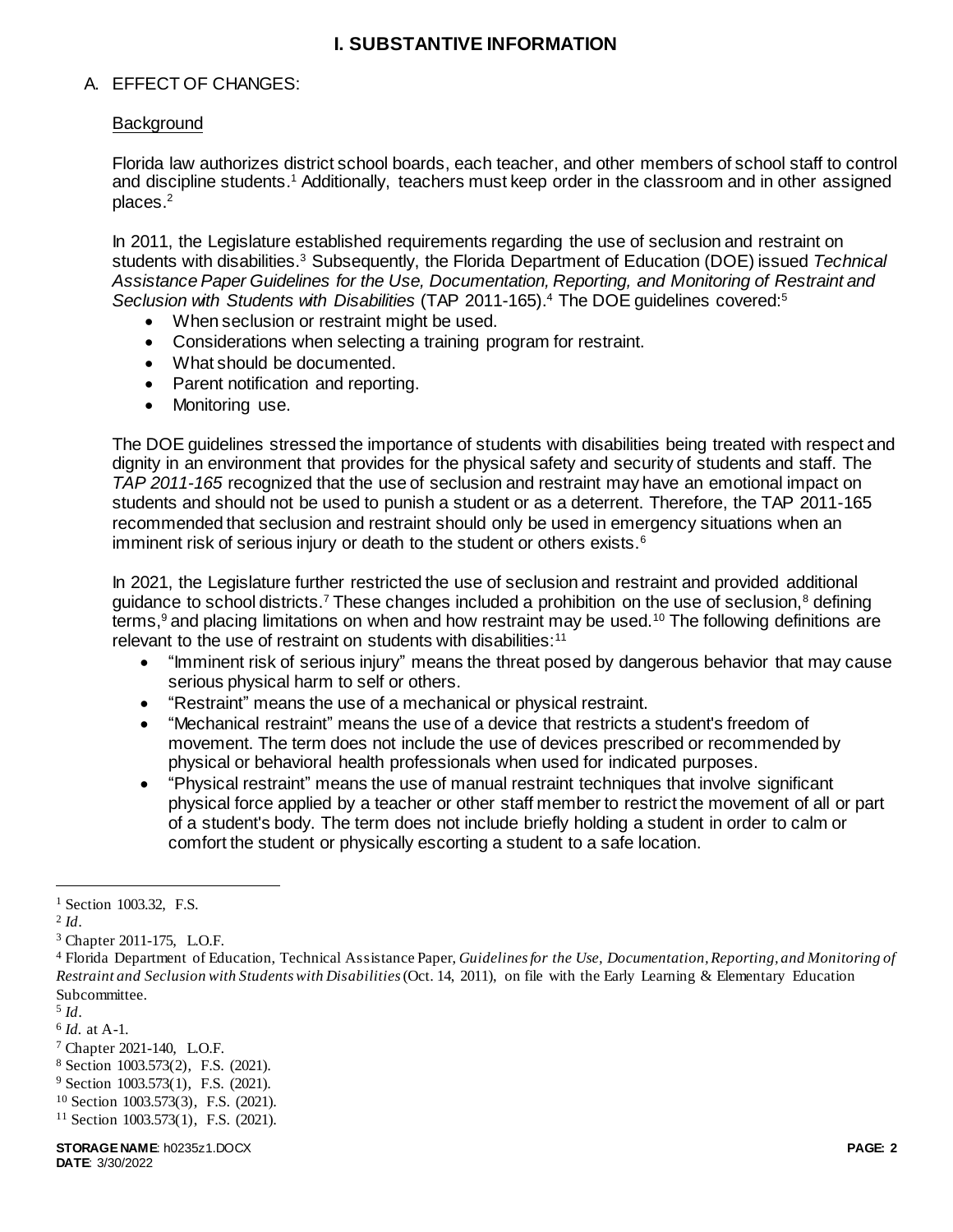## I. SUBSTANTIVE INFORMATION

A. EFFECT OF CHANGES:

Background

Florida law authorizes district school boards, each teacher, and other members of school staff to control and discipline students.[1] Additionally, teachers must keep order in the classroom and in other assigned places.[2]

In 2011, the Legislature established requirements regarding the use of seclusion and restraint on students with disabilities.[3] Subsequently, the Florida Department of Education (DOE) issued *Technical Assistance Paper Guidelines for the Use, Documentation, Reporting, and Monitoring of Restraint and Seclusion with Students with Disabilities* (TAP 2011-165).[4] The DOE guidelines covered:[5]

- When seclusion or restraint might be used.
- Considerations when selecting a training program for restraint.
- What should be documented.
- Parent notification and reporting.
- Monitoring use.

The DOE guidelines stressed the importance of students with disabilities being treated with respect and dignity in an environment that provides for the physical safety and security of students and staff. The *TAP 2011-165* recognized that the use of seclusion and restraint may have an emotional impact on students and should not be used to punish a student or as a deterrent. Therefore, the TAP 2011-165 recommended that seclusion and restraint should only be used in emergency situations when an imminent risk of serious injury or death to the student or others exists.[6]

In 2021, the Legislature further restricted the use of seclusion and restraint and provided additional guidance to school districts.[7] These changes included a prohibition on the use of seclusion,[8] defining terms,[9] and placing limitations on when and how restraint may be used.[10] The following definitions are relevant to the use of restraint on students with disabilities:[11]

- "Imminent risk of serious injury" means the threat posed by dangerous behavior that may cause serious physical harm to self or others.
- "Restraint" means the use of a mechanical or physical restraint.
- "Mechanical restraint" means the use of a device that restricts a student's freedom of movement. The term does not include the use of devices prescribed or recommended by physical or behavioral health professionals when used for indicated purposes.
- "Physical restraint" means the use of manual restraint techniques that involve significant physical force applied by a teacher or other staff member to restrict the movement of all or part of a student's body. The term does not include briefly holding a student in order to calm or comfort the student or physically escorting a student to a safe location.

---

[1] Section 1003.32, F.S.

[2] *Id*.

[3] Chapter 2011-175, L.O.F.

[4] Florida Department of Education, Technical Assistance Paper, *Guidelines for the Use, Documentation, Reporting, and Monitoring of Restraint and Seclusion with Students with Disabilities* (Oct. 14, 2011), on file with the Early Learning & Elementary Education Subcommittee.

[5] *Id*.

[6] *Id.* at A-1.

[7] Chapter 2021-140, L.O.F.

[8] Section 1003.573(2), F.S. (2021).

[9] Section 1003.573(1), F.S. (2021).

[10] Section 1003.573(3), F.S. (2021).

[11] Section 1003.573(1), F.S. (2021).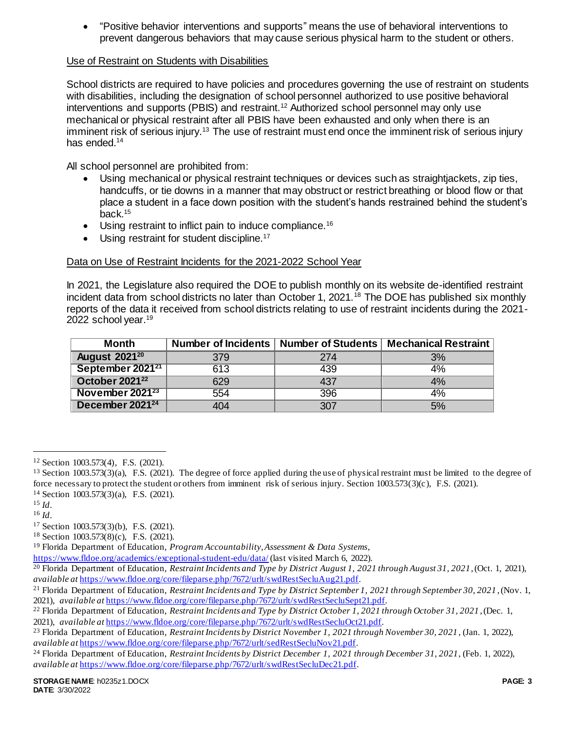- "Positive behavior interventions and supports" means the use of behavioral interventions to prevent dangerous behaviors that may cause serious physical harm to the student or others.

Use of Restraint on Students with Disabilities

School districts are required to have policies and procedures governing the use of restraint on students with disabilities, including the designation of school personnel authorized to use positive behavioral interventions and supports (PBIS) and restraint.[12] Authorized school personnel may only use mechanical or physical restraint after all PBIS have been exhausted and only when there is an imminent risk of serious injury.[13] The use of restraint must end once the imminent risk of serious injury has ended.[14]

All school personnel are prohibited from:

- Using mechanical or physical restraint techniques or devices such as straightjackets, zip ties, handcuffs, or tie downs in a manner that may obstruct or restrict breathing or blood flow or that place a student in a face down position with the student's hands restrained behind the student's back.[15]
- Using restraint to inflict pain to induce compliance.[16]
- Using restraint for student discipline.[17]

Data on Use of Restraint Incidents for the 2021-2022 School Year

In 2021, the Legislature also required the DOE to publish monthly on its website de-identified restraint incident data from school districts no later than October 1, 2021.[18] The DOE has published six monthly reports of the data it received from school districts relating to use of restraint incidents during the 2021-2022 school year.[19]

| Month | Number of Incidents | Number of Students | Mechanical Restraint |
|---|---|---|---|
| August 2021[20] | 379 | 274 | 3% |
| September 2021[21] | 613 | 439 | 4% |
| October 2021[22] | 629 | 437 | 4% |
| November 2021[23] | 554 | 396 | 4% |
| December 2021[24] | 404 | 307 | 5% |

---

[12] Section 1003.573(4), F.S. (2021).

[13] Section 1003.573(3)(a), F.S. (2021). The degree of force applied during the use of physical restraint must be limited to the degree of force necessary to protect the student or others from imminent risk of serious injury. Section 1003.573(3)(c), F.S. (2021).

[14] Section 1003.573(3)(a), F.S. (2021).

[15] *Id*.

[16] *Id*.

[17] Section 1003.573(3)(b), F.S. (2021).

[18] Section 1003.573(8)(c), F.S. (2021).

[19] Florida Department of Education, *Program Accountability, Assessment & Data Systems*, https://www.fldoe.org/academics/exceptional-student-edu/data/ (last visited March 6, 2022).

[20] Florida Department of Education, *Restraint Incidents and Type by District August 1, 2021 through August 31, 2021*, (Oct. 1, 2021), *available at* https://www.fldoe.org/core/fileparse.php/7672/urlt/swdRestSecluAug21.pdf.

[21] Florida Department of Education, *Restraint Incidents and Type by District September 1, 2021 through September 30, 2021*, (Nov. 1, 2021), *available at* https://www.fldoe.org/core/fileparse.php/7672/urlt/swdRestSecluSept21.pdf.

[22] Florida Department of Education, *Restraint Incidents and Type by District October 1, 2021 through October 31, 2021*, (Dec. 1, 2021), *available at* https://www.fldoe.org/core/fileparse.php/7672/urlt/swdRestSecluOct21.pdf.

[23] Florida Department of Education, *Restraint Incidents by District November 1, 2021 through November 30, 2021*, (Jan. 1, 2022), *available at* https://www.fldoe.org/core/fileparse.php/7672/urlt/sedRestSecluNov21.pdf.

[24] Florida Department of Education, *Restraint Incidents by District December 1, 2021 through December 31, 2021*, (Feb. 1, 2022), *available at* https://www.fldoe.org/core/fileparse.php/7672/urlt/swdRestSecluDec21.pdf.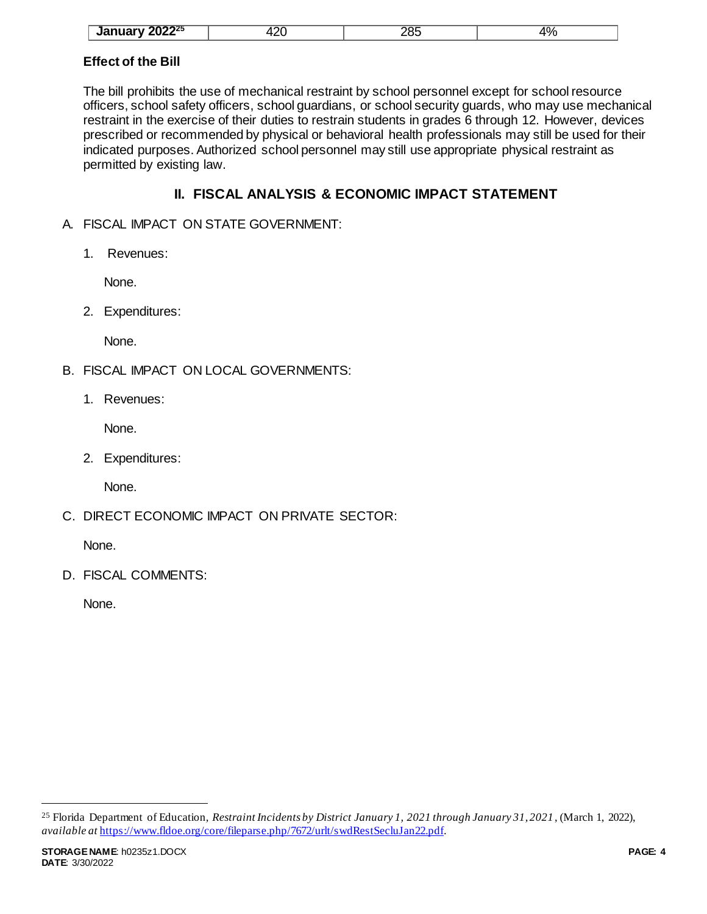| | | | |
|---|---|---|---|
| **January 2022**[25] | 420 | 285 | 4% |

**Effect of the Bill**

The bill prohibits the use of mechanical restraint by school personnel except for school resource officers, school safety officers, school guardians, or school security guards, who may use mechanical restraint in the exercise of their duties to restrain students in grades 6 through 12. However, devices prescribed or recommended by physical or behavioral health professionals may still be used for their indicated purposes. Authorized school personnel may still use appropriate physical restraint as permitted by existing law.

## II. FISCAL ANALYSIS & ECONOMIC IMPACT STATEMENT

A. FISCAL IMPACT ON STATE GOVERNMENT:

1. Revenues:

   None.

2. Expenditures:

   None.

B. FISCAL IMPACT ON LOCAL GOVERNMENTS:

1. Revenues:

   None.

2. Expenditures:

   None.

C. DIRECT ECONOMIC IMPACT ON PRIVATE SECTOR:

None.

D. FISCAL COMMENTS:

None.

[25] Florida Department of Education, *Restraint Incidents by District January 1, 2021 through January 31, 2021*, (March 1, 2022), *available at* https://www.fldoe.org/core/fileparse.php/7672/urlt/swdRestSecluJan22.pdf.